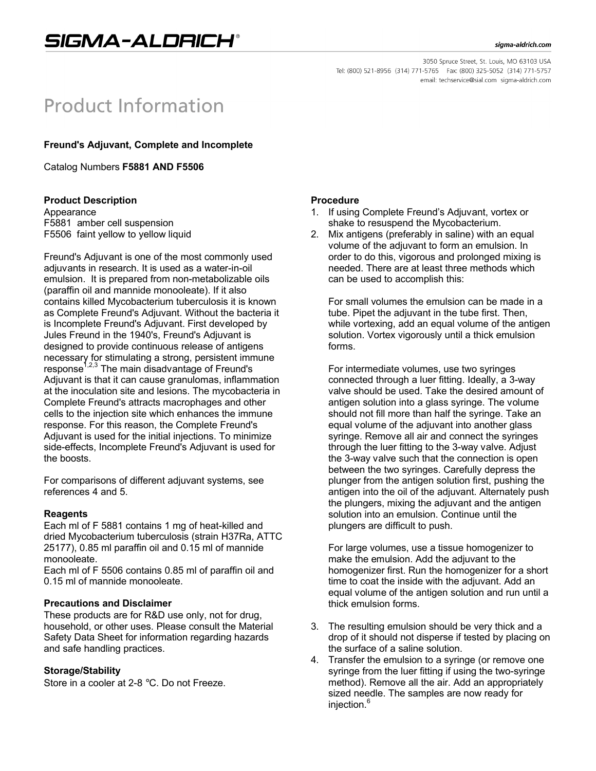# Product Information

**Freund's Adjuvant, Complete and Incomplete**

Catalog Numbers **F5881 AND F5506**

### Product Description

Appearance
F5881 amber cell suspension
F5506 faint yellow to yellow liquid

Freund's Adjuvant is one of the most commonly used adjuvants in research. It is used as a water-in-oil emulsion. It is prepared from non-metabolizable oils (paraffin oil and mannide monooleate). If it also contains killed Mycobacterium tuberculosis it is known as Complete Freund's Adjuvant. Without the bacteria it is Incomplete Freund's Adjuvant. First developed by Jules Freund in the 1940's, Freund's Adjuvant is designed to provide continuous release of antigens necessary for stimulating a strong, persistent immune response[1,2,3] The main disadvantage of Freund's Adjuvant is that it can cause granulomas, inflammation at the inoculation site and lesions. The mycobacteria in Complete Freund's attracts macrophages and other cells to the injection site which enhances the immune response. For this reason, the Complete Freund's Adjuvant is used for the initial injections. To minimize side-effects, Incomplete Freund's Adjuvant is used for the boosts.

For comparisons of different adjuvant systems, see references 4 and 5.

### Reagents

Each ml of F 5881 contains 1 mg of heat-killed and dried Mycobacterium tuberculosis (strain H37Ra, ATTC 25177), 0.85 ml paraffin oil and 0.15 ml of mannide monooleate.
Each ml of F 5506 contains 0.85 ml of paraffin oil and 0.15 ml of mannide monooleate.

### Precautions and Disclaimer

These products are for R&D use only, not for drug, household, or other uses. Please consult the Material Safety Data Sheet for information regarding hazards and safe handling practices.

### Storage/Stability

Store in a cooler at 2-8 °C. Do not Freeze.

### Procedure

1. If using Complete Freund's Adjuvant, vortex or shake to resuspend the Mycobacterium.
2. Mix antigens (preferably in saline) with an equal volume of the adjuvant to form an emulsion. In order to do this, vigorous and prolonged mixing is needed. There are at least three methods which can be used to accomplish this:

   For small volumes the emulsion can be made in a tube. Pipet the adjuvant in the tube first. Then, while vortexing, add an equal volume of the antigen solution. Vortex vigorously until a thick emulsion forms.

   For intermediate volumes, use two syringes connected through a luer fitting. Ideally, a 3-way valve should be used. Take the desired amount of antigen solution into a glass syringe. The volume should not fill more than half the syringe. Take an equal volume of the adjuvant into another glass syringe. Remove all air and connect the syringes through the luer fitting to the 3-way valve. Adjust the 3-way valve such that the connection is open between the two syringes. Carefully depress the plunger from the antigen solution first, pushing the antigen into the oil of the adjuvant. Alternately push the plungers, mixing the adjuvant and the antigen solution into an emulsion. Continue until the plungers are difficult to push.

   For large volumes, use a tissue homogenizer to make the emulsion. Add the adjuvant to the homogenizer first. Run the homogenizer for a short time to coat the inside with the adjuvant. Add an equal volume of the antigen solution and run until a thick emulsion forms.

3. The resulting emulsion should be very thick and a drop of it should not disperse if tested by placing on the surface of a saline solution.
4. Transfer the emulsion to a syringe (or remove one syringe from the luer fitting if using the two-syringe method). Remove all the air. Add an appropriately sized needle. The samples are now ready for injection.[6]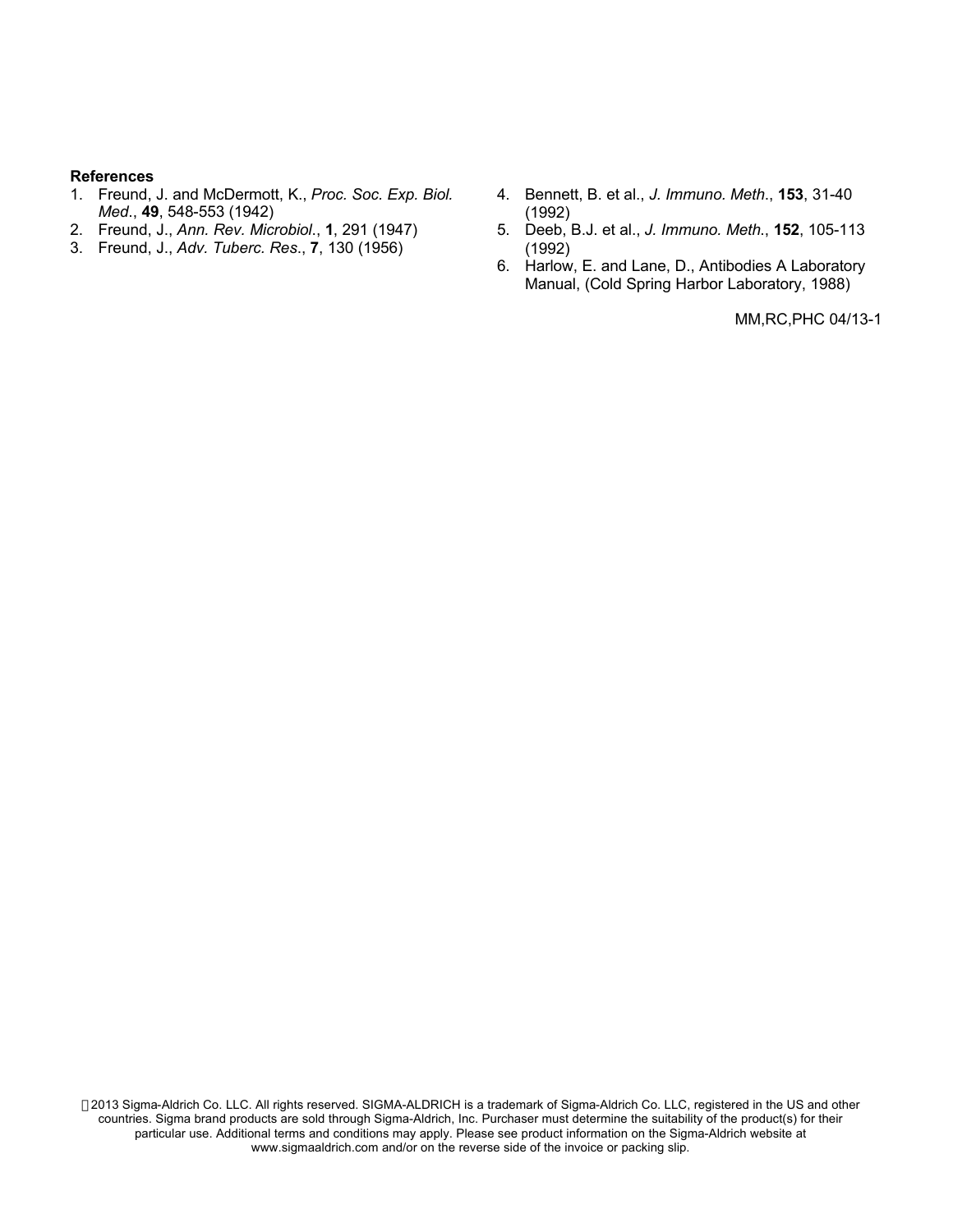**References**

1. Freund, J. and McDermott, K., *Proc. Soc. Exp. Biol. Med*., **49**, 548-553 (1942)
2. Freund, J., *Ann. Rev. Microbiol*., **1**, 291 (1947)
3. Freund, J., *Adv. Tuberc. Res*., **7**, 130 (1956)
4. Bennett, B. et al., *J. Immuno. Meth*., **153**, 31-40 (1992)
5. Deeb, B.J. et al., *J. Immuno. Meth.*, **152**, 105-113 (1992)
6. Harlow, E. and Lane, D., Antibodies A Laboratory Manual, (Cold Spring Harbor Laboratory, 1988)

MM,RC,PHC 04/13-1

©2013 Sigma-Aldrich Co. LLC. All rights reserved. SIGMA-ALDRICH is a trademark of Sigma-Aldrich Co. LLC, registered in the US and other countries. Sigma brand products are sold through Sigma-Aldrich, Inc. Purchaser must determine the suitability of the product(s) for their particular use. Additional terms and conditions may apply. Please see product information on the Sigma-Aldrich website at www.sigmaaldrich.com and/or on the reverse side of the invoice or packing slip.